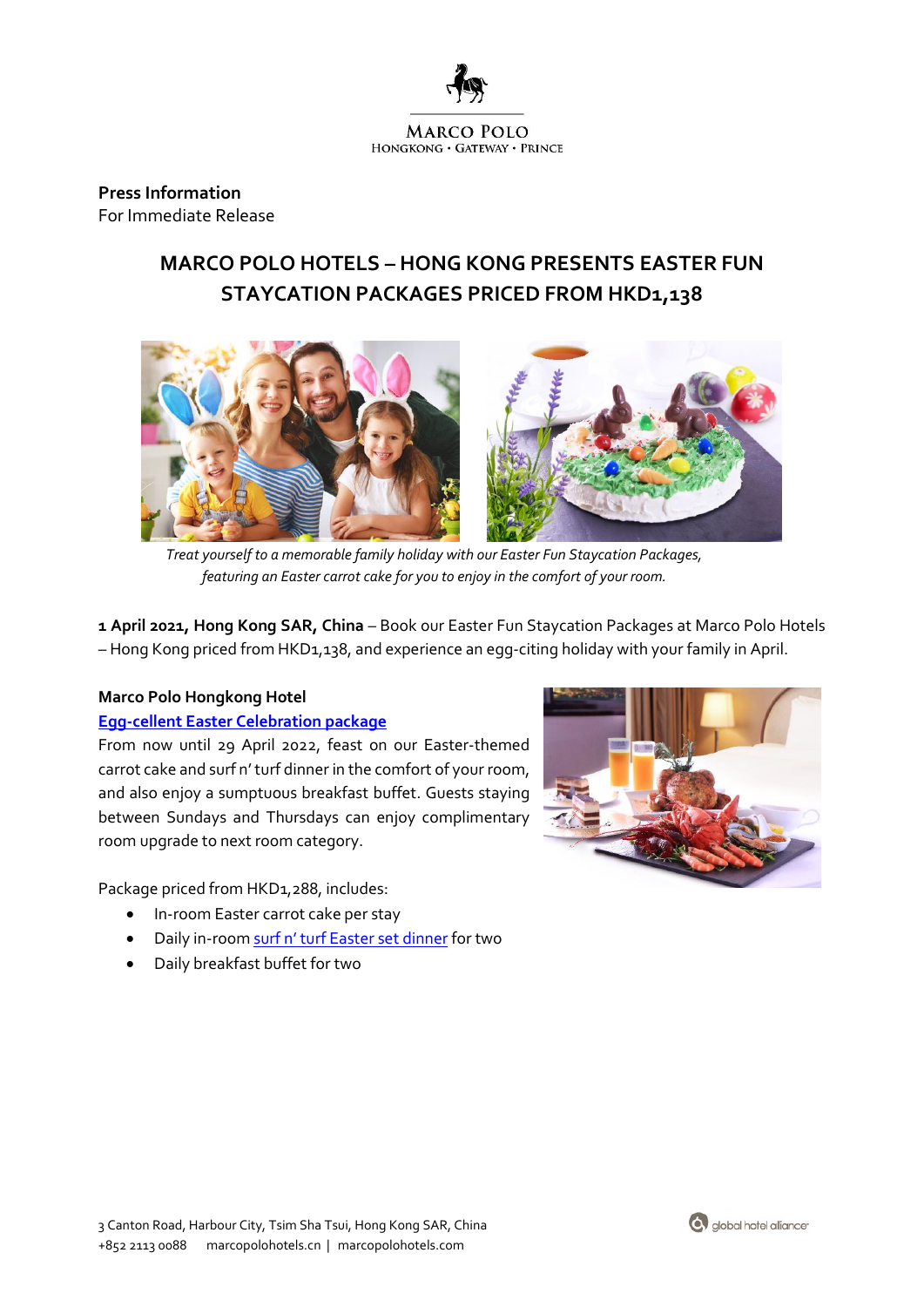Press Information
For Immediate Release

# MARCO POLO HOTELS – HONG KONG PRESENTS EASTER FUN STAYCATION PACKAGES PRICED FROM HKD1,138

*Treat yourself to a memorable family holiday with our Easter Fun Staycation Packages, featuring an Easter carrot cake for you to enjoy in the comfort of your room.*

**1 April 2021, Hong Kong SAR, China** – Book our Easter Fun Staycation Packages at Marco Polo Hotels – Hong Kong priced from HKD1,138, and experience an egg-citing holiday with your family in April.

**Marco Polo Hongkong Hotel**

**Egg-cellent Easter Celebration package**

From now until 29 April 2022, feast on our Easter-themed carrot cake and surf n' turf dinner in the comfort of your room, and also enjoy a sumptuous breakfast buffet. Guests staying between Sundays and Thursdays can enjoy complimentary room upgrade to next room category.

Package priced from HKD1,288, includes:

- In-room Easter carrot cake per stay
- Daily in-room surf n' turf Easter set dinner for two
- Daily breakfast buffet for two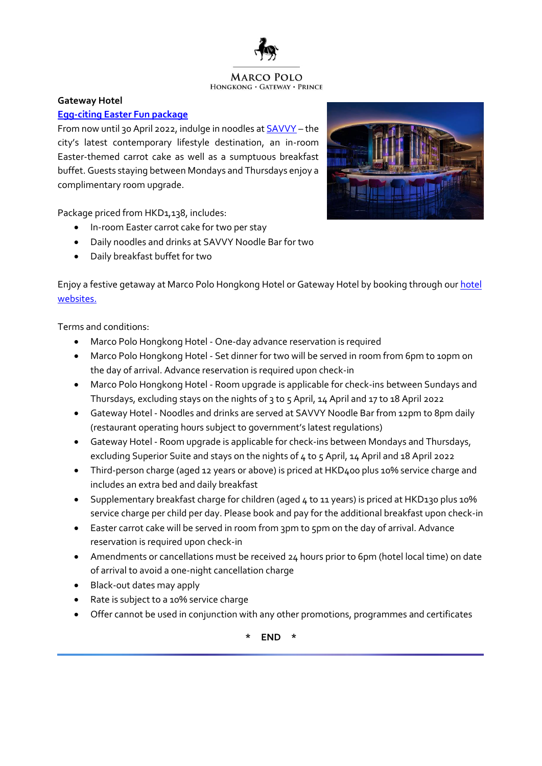**Gateway Hotel**

**[Egg-citing Easter Fun package]()**

From now until 30 April 2022, indulge in noodles at [SAVVY]() – the city's latest contemporary lifestyle destination, an in-room Easter-themed carrot cake as well as a sumptuous breakfast buffet. Guests staying between Mondays and Thursdays enjoy a complimentary room upgrade.

Package priced from HKD1,138, includes:

- In-room Easter carrot cake for two per stay
- Daily noodles and drinks at SAVVY Noodle Bar for two
- Daily breakfast buffet for two

Enjoy a festive getaway at Marco Polo Hongkong Hotel or Gateway Hotel by booking through our [hotel websites.]()

Terms and conditions:

- Marco Polo Hongkong Hotel - One-day advance reservation is required
- Marco Polo Hongkong Hotel - Set dinner for two will be served in room from 6pm to 10pm on the day of arrival. Advance reservation is required upon check-in
- Marco Polo Hongkong Hotel - Room upgrade is applicable for check-ins between Sundays and Thursdays, excluding stays on the nights of 3 to 5 April, 14 April and 17 to 18 April 2022
- Gateway Hotel - Noodles and drinks are served at SAVVY Noodle Bar from 12pm to 8pm daily (restaurant operating hours subject to government's latest regulations)
- Gateway Hotel - Room upgrade is applicable for check-ins between Mondays and Thursdays, excluding Superior Suite and stays on the nights of 4 to 5 April, 14 April and 18 April 2022
- Third-person charge (aged 12 years or above) is priced at HKD400 plus 10% service charge and includes an extra bed and daily breakfast
- Supplementary breakfast charge for children (aged 4 to 11 years) is priced at HKD130 plus 10% service charge per child per day. Please book and pay for the additional breakfast upon check-in
- Easter carrot cake will be served in room from 3pm to 5pm on the day of arrival. Advance reservation is required upon check-in
- Amendments or cancellations must be received 24 hours prior to 6pm (hotel local time) on date of arrival to avoid a one-night cancellation charge
- Black-out dates may apply
- Rate is subject to a 10% service charge
- Offer cannot be used in conjunction with any other promotions, programmes and certificates

\* **END** \*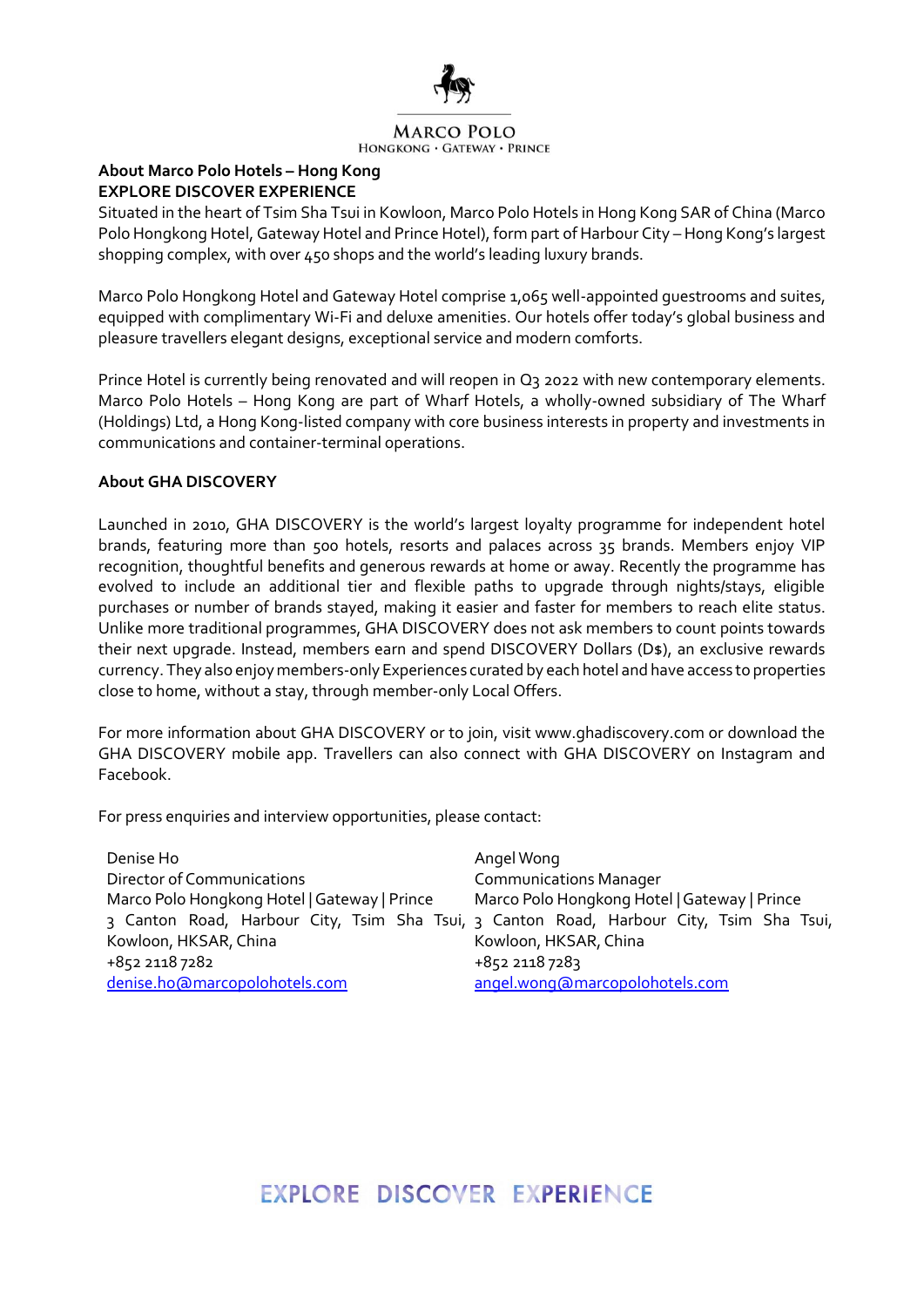**About Marco Polo Hotels – Hong Kong**
**EXPLORE DISCOVER EXPERIENCE**

Situated in the heart of Tsim Sha Tsui in Kowloon, Marco Polo Hotels in Hong Kong SAR of China (Marco Polo Hongkong Hotel, Gateway Hotel and Prince Hotel), form part of Harbour City – Hong Kong's largest shopping complex, with over 450 shops and the world's leading luxury brands.

Marco Polo Hongkong Hotel and Gateway Hotel comprise 1,065 well-appointed guestrooms and suites, equipped with complimentary Wi-Fi and deluxe amenities. Our hotels offer today's global business and pleasure travellers elegant designs, exceptional service and modern comforts.

Prince Hotel is currently being renovated and will reopen in Q3 2022 with new contemporary elements. Marco Polo Hotels – Hong Kong are part of Wharf Hotels, a wholly-owned subsidiary of The Wharf (Holdings) Ltd, a Hong Kong-listed company with core business interests in property and investments in communications and container-terminal operations.

**About GHA DISCOVERY**

Launched in 2010, GHA DISCOVERY is the world's largest loyalty programme for independent hotel brands, featuring more than 500 hotels, resorts and palaces across 35 brands. Members enjoy VIP recognition, thoughtful benefits and generous rewards at home or away. Recently the programme has evolved to include an additional tier and flexible paths to upgrade through nights/stays, eligible purchases or number of brands stayed, making it easier and faster for members to reach elite status. Unlike more traditional programmes, GHA DISCOVERY does not ask members to count points towards their next upgrade. Instead, members earn and spend DISCOVERY Dollars (D$), an exclusive rewards currency. They also enjoy members-only Experiences curated by each hotel and have access to properties close to home, without a stay, through member-only Local Offers.

For more information about GHA DISCOVERY or to join, visit www.ghadiscovery.com or download the GHA DISCOVERY mobile app. Travellers can also connect with GHA DISCOVERY on Instagram and Facebook.

For press enquiries and interview opportunities, please contact:

Denise Ho
Director of Communications
Marco Polo Hongkong Hotel | Gateway | Prince
3 Canton Road, Harbour City, Tsim Sha Tsui, Kowloon, HKSAR, China
+852 2118 7282
denise.ho@marcopolohotels.com

Angel Wong
Communications Manager
Marco Polo Hongkong Hotel | Gateway | Prince
3 Canton Road, Harbour City, Tsim Sha Tsui, Kowloon, HKSAR, China
+852 2118 7283
angel.wong@marcopolohotels.com

EXPLORE DISCOVER EXPERIENCE